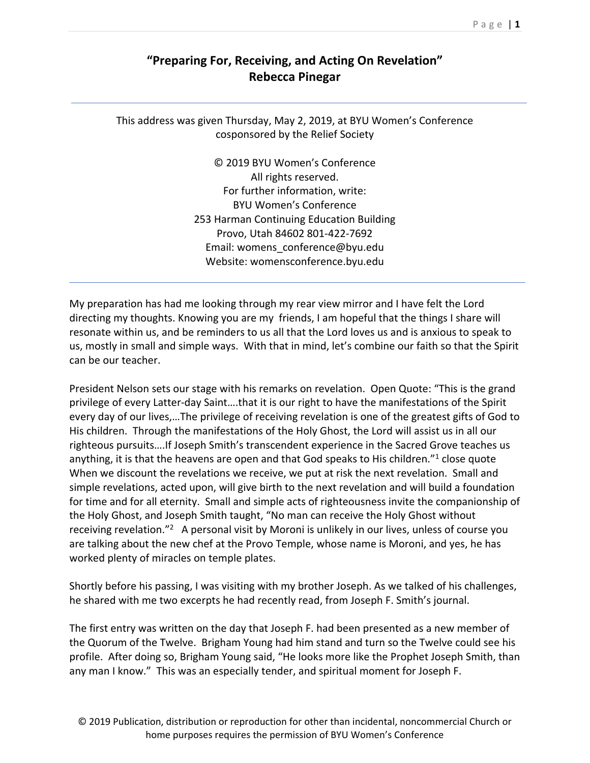# "Preparing For, Receiving, and Acting On Revelation"
# Rebecca Pinegar

---

This address was given Thursday, May 2, 2019, at BYU Women's Conference cosponsored by the Relief Society

© 2019 BYU Women's Conference
All rights reserved.
For further information, write:
BYU Women's Conference
253 Harman Continuing Education Building
Provo, Utah 84602 801-422-7692
Email: womens_conference@byu.edu
Website: womensconference.byu.edu

---

My preparation has had me looking through my rear view mirror and I have felt the Lord directing my thoughts. Knowing you are my friends, I am hopeful that the things I share will resonate within us, and be reminders to us all that the Lord loves us and is anxious to speak to us, mostly in small and simple ways. With that in mind, let's combine our faith so that the Spirit can be our teacher.

President Nelson sets our stage with his remarks on revelation. Open Quote: "This is the grand privilege of every Latter-day Saint….that it is our right to have the manifestations of the Spirit every day of our lives,…The privilege of receiving revelation is one of the greatest gifts of God to His children. Through the manifestations of the Holy Ghost, the Lord will assist us in all our righteous pursuits….If Joseph Smith's transcendent experience in the Sacred Grove teaches us anything, it is that the heavens are open and that God speaks to His children."[1] close quote When we discount the revelations we receive, we put at risk the next revelation. Small and simple revelations, acted upon, will give birth to the next revelation and will build a foundation for time and for all eternity. Small and simple acts of righteousness invite the companionship of the Holy Ghost, and Joseph Smith taught, "No man can receive the Holy Ghost without receiving revelation."[2] A personal visit by Moroni is unlikely in our lives, unless of course you are talking about the new chef at the Provo Temple, whose name is Moroni, and yes, he has worked plenty of miracles on temple plates.

Shortly before his passing, I was visiting with my brother Joseph. As we talked of his challenges, he shared with me two excerpts he had recently read, from Joseph F. Smith's journal.

The first entry was written on the day that Joseph F. had been presented as a new member of the Quorum of the Twelve. Brigham Young had him stand and turn so the Twelve could see his profile. After doing so, Brigham Young said, "He looks more like the Prophet Joseph Smith, than any man I know." This was an especially tender, and spiritual moment for Joseph F.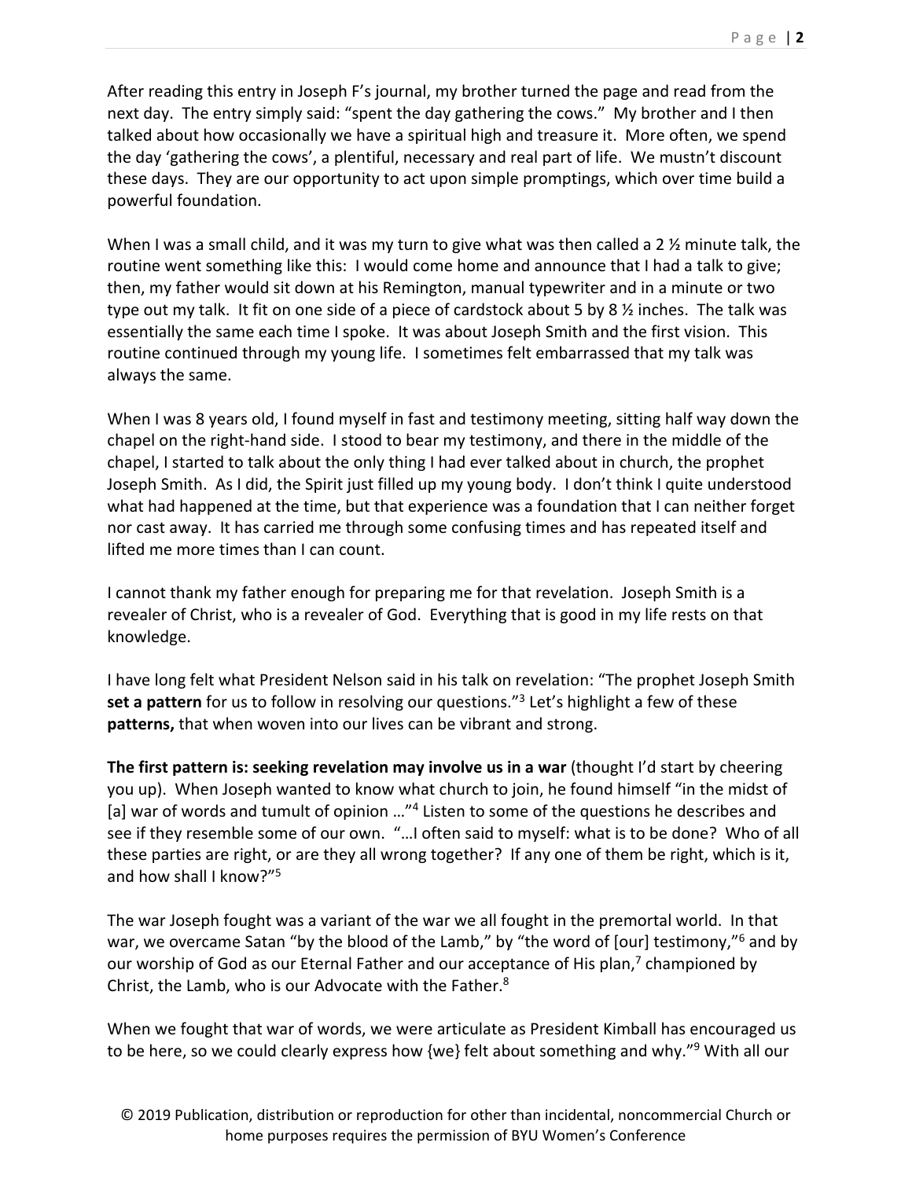After reading this entry in Joseph F's journal, my brother turned the page and read from the next day. The entry simply said: "spent the day gathering the cows." My brother and I then talked about how occasionally we have a spiritual high and treasure it. More often, we spend the day 'gathering the cows', a plentiful, necessary and real part of life. We mustn't discount these days. They are our opportunity to act upon simple promptings, which over time build a powerful foundation.

When I was a small child, and it was my turn to give what was then called a 2 ½ minute talk, the routine went something like this: I would come home and announce that I had a talk to give; then, my father would sit down at his Remington, manual typewriter and in a minute or two type out my talk. It fit on one side of a piece of cardstock about 5 by 8 ½ inches. The talk was essentially the same each time I spoke. It was about Joseph Smith and the first vision. This routine continued through my young life. I sometimes felt embarrassed that my talk was always the same.

When I was 8 years old, I found myself in fast and testimony meeting, sitting half way down the chapel on the right-hand side. I stood to bear my testimony, and there in the middle of the chapel, I started to talk about the only thing I had ever talked about in church, the prophet Joseph Smith. As I did, the Spirit just filled up my young body. I don't think I quite understood what had happened at the time, but that experience was a foundation that I can neither forget nor cast away. It has carried me through some confusing times and has repeated itself and lifted me more times than I can count.

I cannot thank my father enough for preparing me for that revelation. Joseph Smith is a revealer of Christ, who is a revealer of God. Everything that is good in my life rests on that knowledge.

I have long felt what President Nelson said in his talk on revelation: "The prophet Joseph Smith **set a pattern** for us to follow in resolving our questions."[3] Let's highlight a few of these **patterns,** that when woven into our lives can be vibrant and strong.

**The first pattern is: seeking revelation may involve us in a war** (thought I'd start by cheering you up). When Joseph wanted to know what church to join, he found himself "in the midst of [a] war of words and tumult of opinion …"[4] Listen to some of the questions he describes and see if they resemble some of our own. "…I often said to myself: what is to be done? Who of all these parties are right, or are they all wrong together? If any one of them be right, which is it, and how shall I know?"[5]

The war Joseph fought was a variant of the war we all fought in the premortal world. In that war, we overcame Satan "by the blood of the Lamb," by "the word of [our] testimony,"[6] and by our worship of God as our Eternal Father and our acceptance of His plan,[7] championed by Christ, the Lamb, who is our Advocate with the Father.[8]

When we fought that war of words, we were articulate as President Kimball has encouraged us to be here, so we could clearly express how {we} felt about something and why."[9] With all our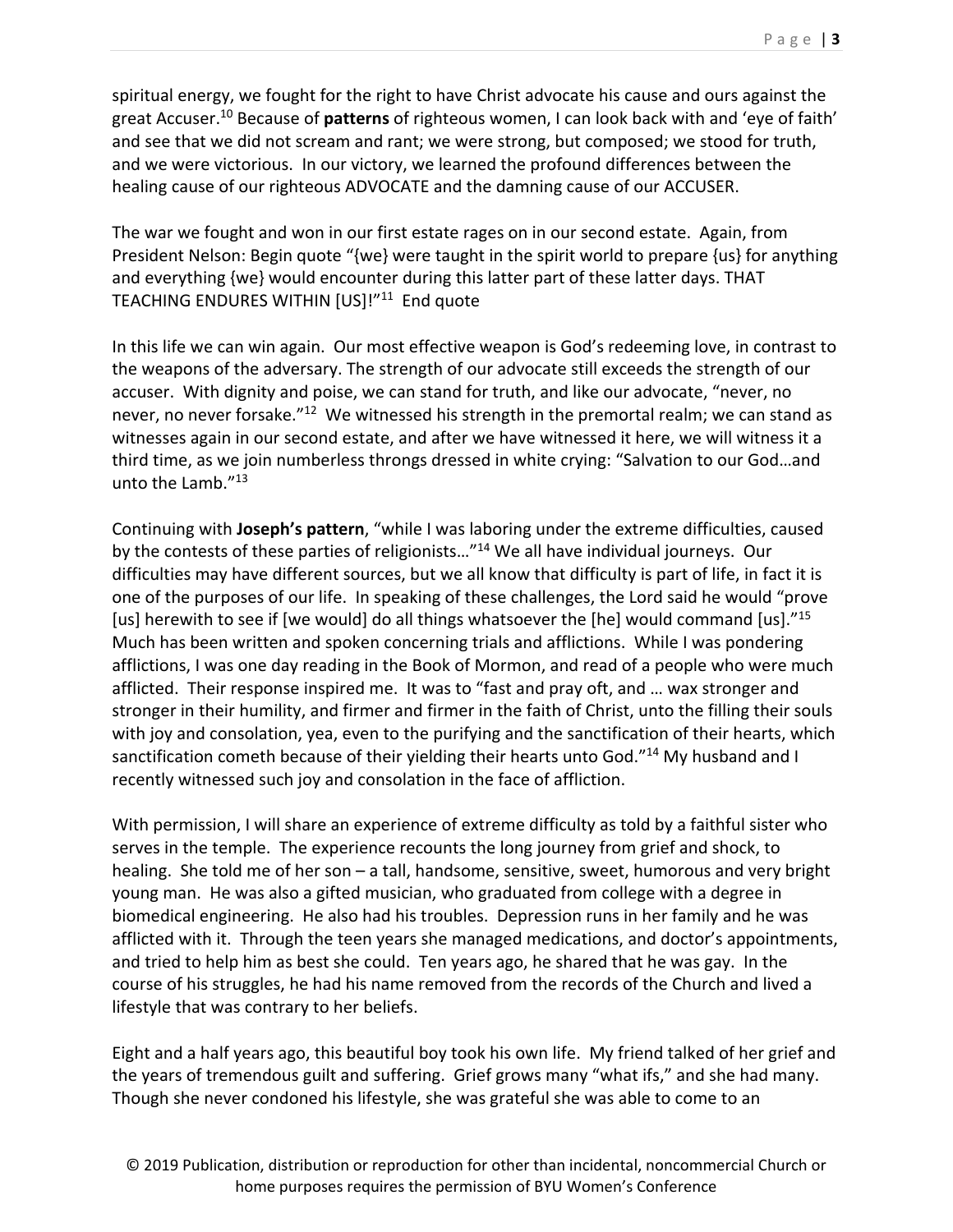spiritual energy, we fought for the right to have Christ advocate his cause and ours against the great Accuser.[10] Because of **patterns** of righteous women, I can look back with and 'eye of faith' and see that we did not scream and rant; we were strong, but composed; we stood for truth, and we were victorious. In our victory, we learned the profound differences between the healing cause of our righteous ADVOCATE and the damning cause of our ACCUSER.

The war we fought and won in our first estate rages on in our second estate. Again, from President Nelson: Begin quote "{we} were taught in the spirit world to prepare {us} for anything and everything {we} would encounter during this latter part of these latter days. THAT TEACHING ENDURES WITHIN [US]!"[11] End quote

In this life we can win again. Our most effective weapon is God's redeeming love, in contrast to the weapons of the adversary. The strength of our advocate still exceeds the strength of our accuser. With dignity and poise, we can stand for truth, and like our advocate, "never, no never, no never forsake."[12] We witnessed his strength in the premortal realm; we can stand as witnesses again in our second estate, and after we have witnessed it here, we will witness it a third time, as we join numberless throngs dressed in white crying: "Salvation to our God…and unto the Lamb."[13]

Continuing with **Joseph's pattern**, "while I was laboring under the extreme difficulties, caused by the contests of these parties of religionists…"[14] We all have individual journeys. Our difficulties may have different sources, but we all know that difficulty is part of life, in fact it is one of the purposes of our life. In speaking of these challenges, the Lord said he would "prove [us] herewith to see if [we would] do all things whatsoever the [he] would command [us]."[15] Much has been written and spoken concerning trials and afflictions. While I was pondering afflictions, I was one day reading in the Book of Mormon, and read of a people who were much afflicted. Their response inspired me. It was to "fast and pray oft, and … wax stronger and stronger in their humility, and firmer and firmer in the faith of Christ, unto the filling their souls with joy and consolation, yea, even to the purifying and the sanctification of their hearts, which sanctification cometh because of their yielding their hearts unto God."[14] My husband and I recently witnessed such joy and consolation in the face of affliction.

With permission, I will share an experience of extreme difficulty as told by a faithful sister who serves in the temple. The experience recounts the long journey from grief and shock, to healing. She told me of her son – a tall, handsome, sensitive, sweet, humorous and very bright young man. He was also a gifted musician, who graduated from college with a degree in biomedical engineering. He also had his troubles. Depression runs in her family and he was afflicted with it. Through the teen years she managed medications, and doctor's appointments, and tried to help him as best she could. Ten years ago, he shared that he was gay. In the course of his struggles, he had his name removed from the records of the Church and lived a lifestyle that was contrary to her beliefs.

Eight and a half years ago, this beautiful boy took his own life. My friend talked of her grief and the years of tremendous guilt and suffering. Grief grows many "what ifs," and she had many. Though she never condoned his lifestyle, she was grateful she was able to come to an

© 2019 Publication, distribution or reproduction for other than incidental, noncommercial Church or home purposes requires the permission of BYU Women's Conference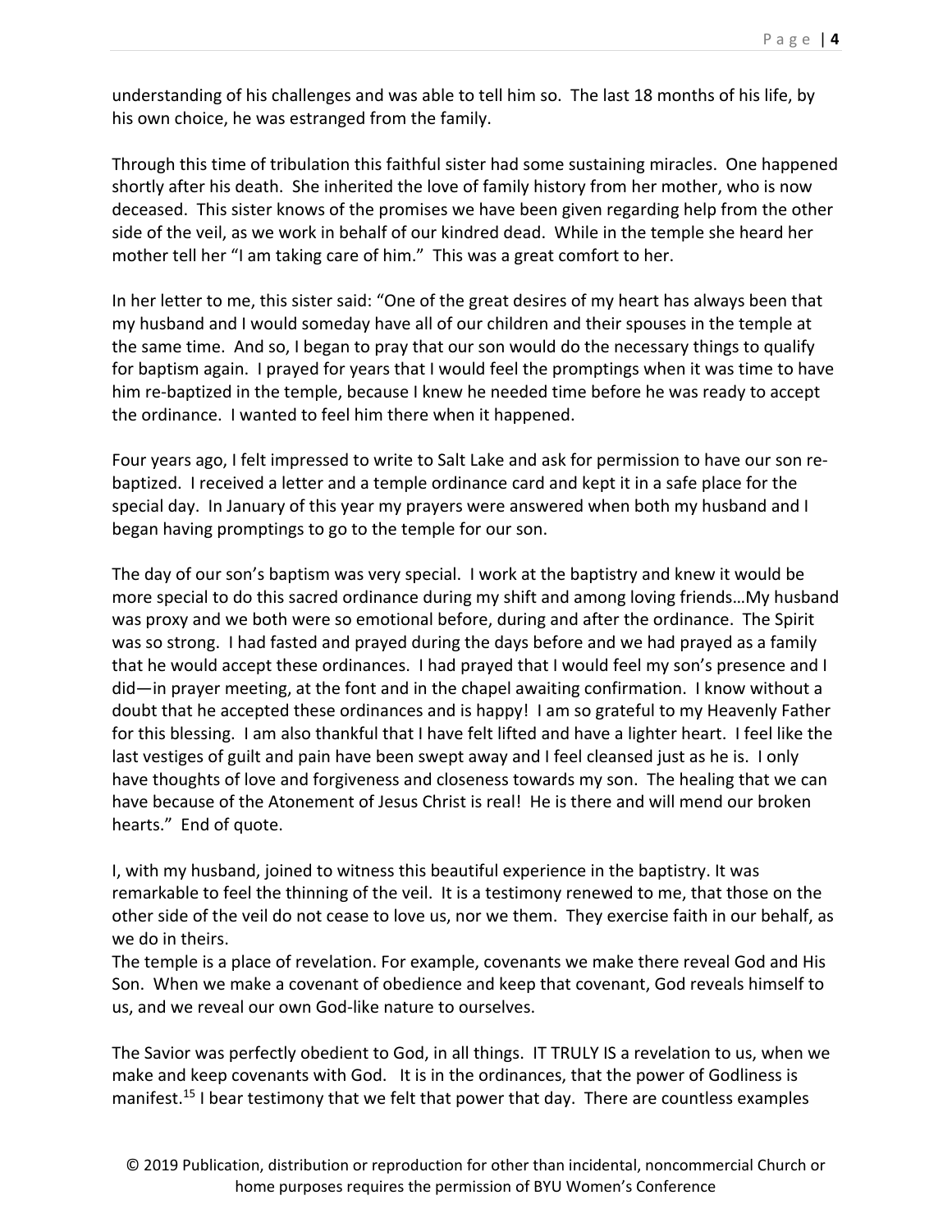understanding of his challenges and was able to tell him so. The last 18 months of his life, by his own choice, he was estranged from the family.

Through this time of tribulation this faithful sister had some sustaining miracles. One happened shortly after his death. She inherited the love of family history from her mother, who is now deceased. This sister knows of the promises we have been given regarding help from the other side of the veil, as we work in behalf of our kindred dead. While in the temple she heard her mother tell her "I am taking care of him." This was a great comfort to her.

In her letter to me, this sister said: "One of the great desires of my heart has always been that my husband and I would someday have all of our children and their spouses in the temple at the same time. And so, I began to pray that our son would do the necessary things to qualify for baptism again. I prayed for years that I would feel the promptings when it was time to have him re-baptized in the temple, because I knew he needed time before he was ready to accept the ordinance. I wanted to feel him there when it happened.

Four years ago, I felt impressed to write to Salt Lake and ask for permission to have our son re-baptized. I received a letter and a temple ordinance card and kept it in a safe place for the special day. In January of this year my prayers were answered when both my husband and I began having promptings to go to the temple for our son.

The day of our son's baptism was very special. I work at the baptistry and knew it would be more special to do this sacred ordinance during my shift and among loving friends…My husband was proxy and we both were so emotional before, during and after the ordinance. The Spirit was so strong. I had fasted and prayed during the days before and we had prayed as a family that he would accept these ordinances. I had prayed that I would feel my son's presence and I did—in prayer meeting, at the font and in the chapel awaiting confirmation. I know without a doubt that he accepted these ordinances and is happy! I am so grateful to my Heavenly Father for this blessing. I am also thankful that I have felt lifted and have a lighter heart. I feel like the last vestiges of guilt and pain have been swept away and I feel cleansed just as he is. I only have thoughts of love and forgiveness and closeness towards my son. The healing that we can have because of the Atonement of Jesus Christ is real! He is there and will mend our broken hearts." End of quote.

I, with my husband, joined to witness this beautiful experience in the baptistry. It was remarkable to feel the thinning of the veil. It is a testimony renewed to me, that those on the other side of the veil do not cease to love us, nor we them. They exercise faith in our behalf, as we do in theirs.

The temple is a place of revelation. For example, covenants we make there reveal God and His Son. When we make a covenant of obedience and keep that covenant, God reveals himself to us, and we reveal our own God-like nature to ourselves.

The Savior was perfectly obedient to God, in all things. IT TRULY IS a revelation to us, when we make and keep covenants with God. It is in the ordinances, that the power of Godliness is manifest.[15] I bear testimony that we felt that power that day. There are countless examples

© 2019 Publication, distribution or reproduction for other than incidental, noncommercial Church or home purposes requires the permission of BYU Women's Conference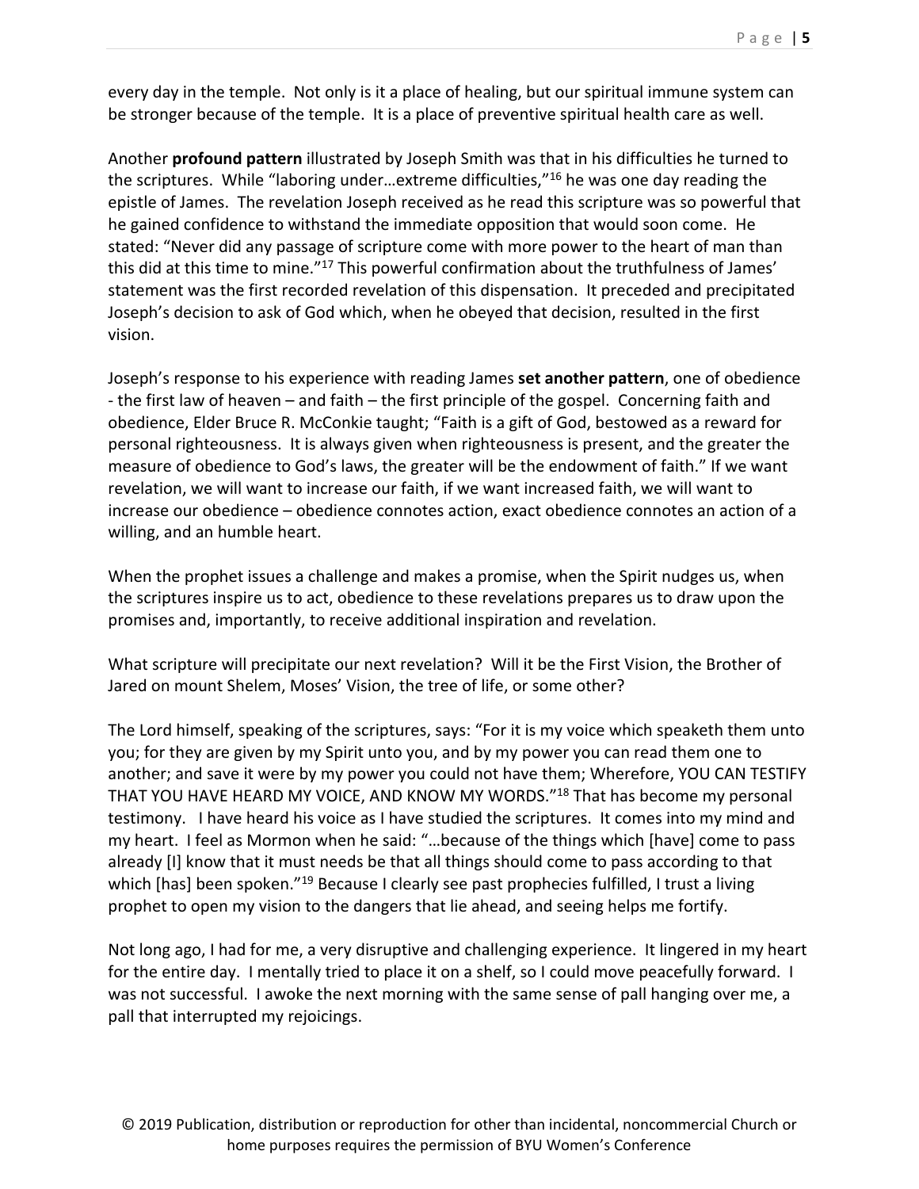every day in the temple. Not only is it a place of healing, but our spiritual immune system can be stronger because of the temple. It is a place of preventive spiritual health care as well.

Another **profound pattern** illustrated by Joseph Smith was that in his difficulties he turned to the scriptures. While "laboring under…extreme difficulties,"[16] he was one day reading the epistle of James. The revelation Joseph received as he read this scripture was so powerful that he gained confidence to withstand the immediate opposition that would soon come. He stated: "Never did any passage of scripture come with more power to the heart of man than this did at this time to mine."[17] This powerful confirmation about the truthfulness of James' statement was the first recorded revelation of this dispensation. It preceded and precipitated Joseph's decision to ask of God which, when he obeyed that decision, resulted in the first vision.

Joseph's response to his experience with reading James **set another pattern**, one of obedience - the first law of heaven – and faith – the first principle of the gospel. Concerning faith and obedience, Elder Bruce R. McConkie taught; "Faith is a gift of God, bestowed as a reward for personal righteousness. It is always given when righteousness is present, and the greater the measure of obedience to God's laws, the greater will be the endowment of faith." If we want revelation, we will want to increase our faith, if we want increased faith, we will want to increase our obedience – obedience connotes action, exact obedience connotes an action of a willing, and an humble heart.

When the prophet issues a challenge and makes a promise, when the Spirit nudges us, when the scriptures inspire us to act, obedience to these revelations prepares us to draw upon the promises and, importantly, to receive additional inspiration and revelation.

What scripture will precipitate our next revelation? Will it be the First Vision, the Brother of Jared on mount Shelem, Moses' Vision, the tree of life, or some other?

The Lord himself, speaking of the scriptures, says: "For it is my voice which speaketh them unto you; for they are given by my Spirit unto you, and by my power you can read them one to another; and save it were by my power you could not have them; Wherefore, YOU CAN TESTIFY THAT YOU HAVE HEARD MY VOICE, AND KNOW MY WORDS."[18] That has become my personal testimony. I have heard his voice as I have studied the scriptures. It comes into my mind and my heart. I feel as Mormon when he said: "…because of the things which [have] come to pass already [I] know that it must needs be that all things should come to pass according to that which [has] been spoken."[19] Because I clearly see past prophecies fulfilled, I trust a living prophet to open my vision to the dangers that lie ahead, and seeing helps me fortify.

Not long ago, I had for me, a very disruptive and challenging experience. It lingered in my heart for the entire day. I mentally tried to place it on a shelf, so I could move peacefully forward. I was not successful. I awoke the next morning with the same sense of pall hanging over me, a pall that interrupted my rejoicings.

© 2019 Publication, distribution or reproduction for other than incidental, noncommercial Church or home purposes requires the permission of BYU Women's Conference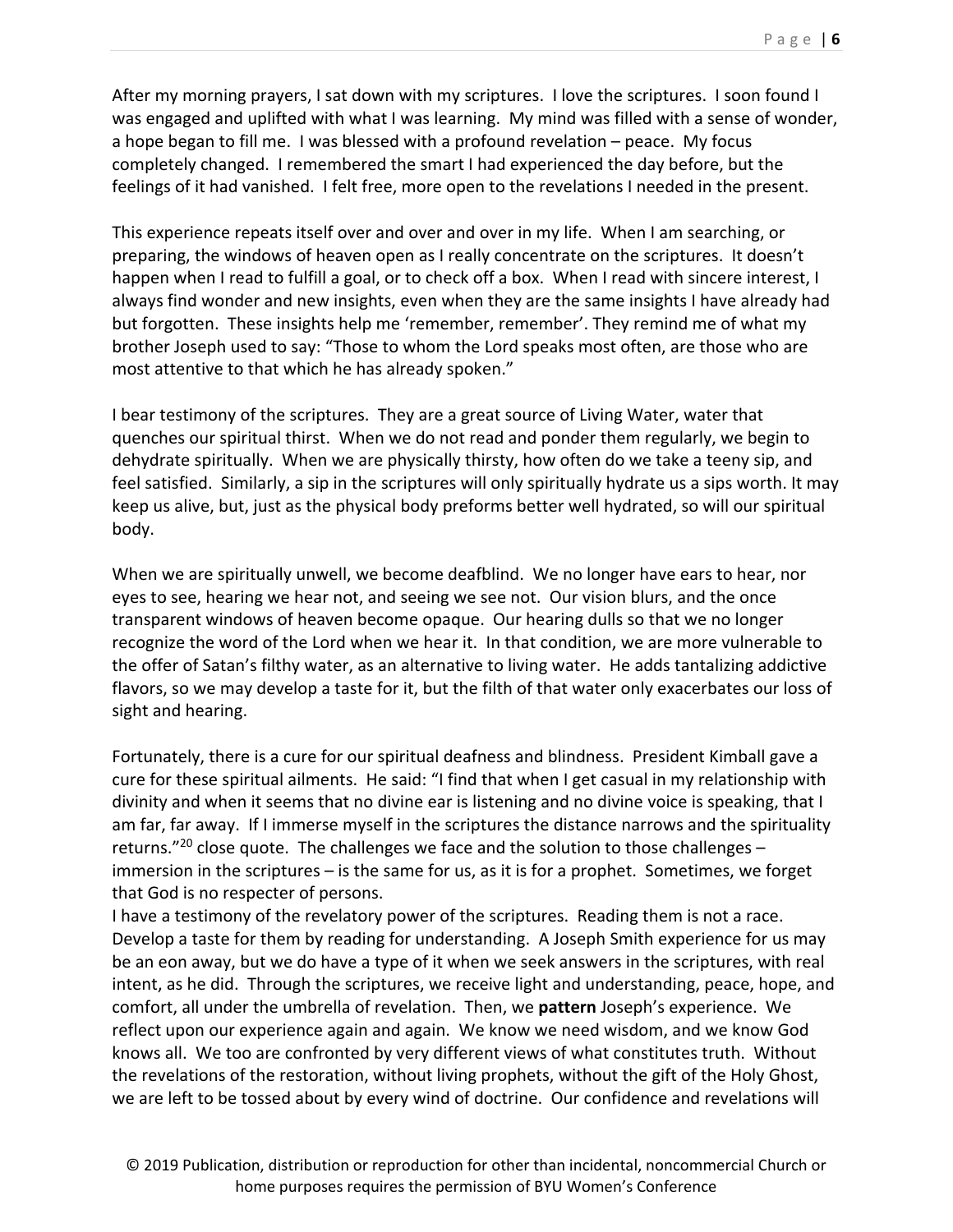After my morning prayers, I sat down with my scriptures. I love the scriptures. I soon found I was engaged and uplifted with what I was learning. My mind was filled with a sense of wonder, a hope began to fill me. I was blessed with a profound revelation – peace. My focus completely changed. I remembered the smart I had experienced the day before, but the feelings of it had vanished. I felt free, more open to the revelations I needed in the present.

This experience repeats itself over and over and over in my life. When I am searching, or preparing, the windows of heaven open as I really concentrate on the scriptures. It doesn't happen when I read to fulfill a goal, or to check off a box. When I read with sincere interest, I always find wonder and new insights, even when they are the same insights I have already had but forgotten. These insights help me 'remember, remember'. They remind me of what my brother Joseph used to say: "Those to whom the Lord speaks most often, are those who are most attentive to that which he has already spoken."

I bear testimony of the scriptures. They are a great source of Living Water, water that quenches our spiritual thirst. When we do not read and ponder them regularly, we begin to dehydrate spiritually. When we are physically thirsty, how often do we take a teeny sip, and feel satisfied. Similarly, a sip in the scriptures will only spiritually hydrate us a sips worth. It may keep us alive, but, just as the physical body preforms better well hydrated, so will our spiritual body.

When we are spiritually unwell, we become deafblind. We no longer have ears to hear, nor eyes to see, hearing we hear not, and seeing we see not. Our vision blurs, and the once transparent windows of heaven become opaque. Our hearing dulls so that we no longer recognize the word of the Lord when we hear it. In that condition, we are more vulnerable to the offer of Satan's filthy water, as an alternative to living water. He adds tantalizing addictive flavors, so we may develop a taste for it, but the filth of that water only exacerbates our loss of sight and hearing.

Fortunately, there is a cure for our spiritual deafness and blindness. President Kimball gave a cure for these spiritual ailments. He said: "I find that when I get casual in my relationship with divinity and when it seems that no divine ear is listening and no divine voice is speaking, that I am far, far away. If I immerse myself in the scriptures the distance narrows and the spirituality returns."[20] close quote. The challenges we face and the solution to those challenges – immersion in the scriptures – is the same for us, as it is for a prophet. Sometimes, we forget that God is no respecter of persons.

I have a testimony of the revelatory power of the scriptures. Reading them is not a race. Develop a taste for them by reading for understanding. A Joseph Smith experience for us may be an eon away, but we do have a type of it when we seek answers in the scriptures, with real intent, as he did. Through the scriptures, we receive light and understanding, peace, hope, and comfort, all under the umbrella of revelation. Then, we **pattern** Joseph's experience. We reflect upon our experience again and again. We know we need wisdom, and we know God knows all. We too are confronted by very different views of what constitutes truth. Without the revelations of the restoration, without living prophets, without the gift of the Holy Ghost, we are left to be tossed about by every wind of doctrine. Our confidence and revelations will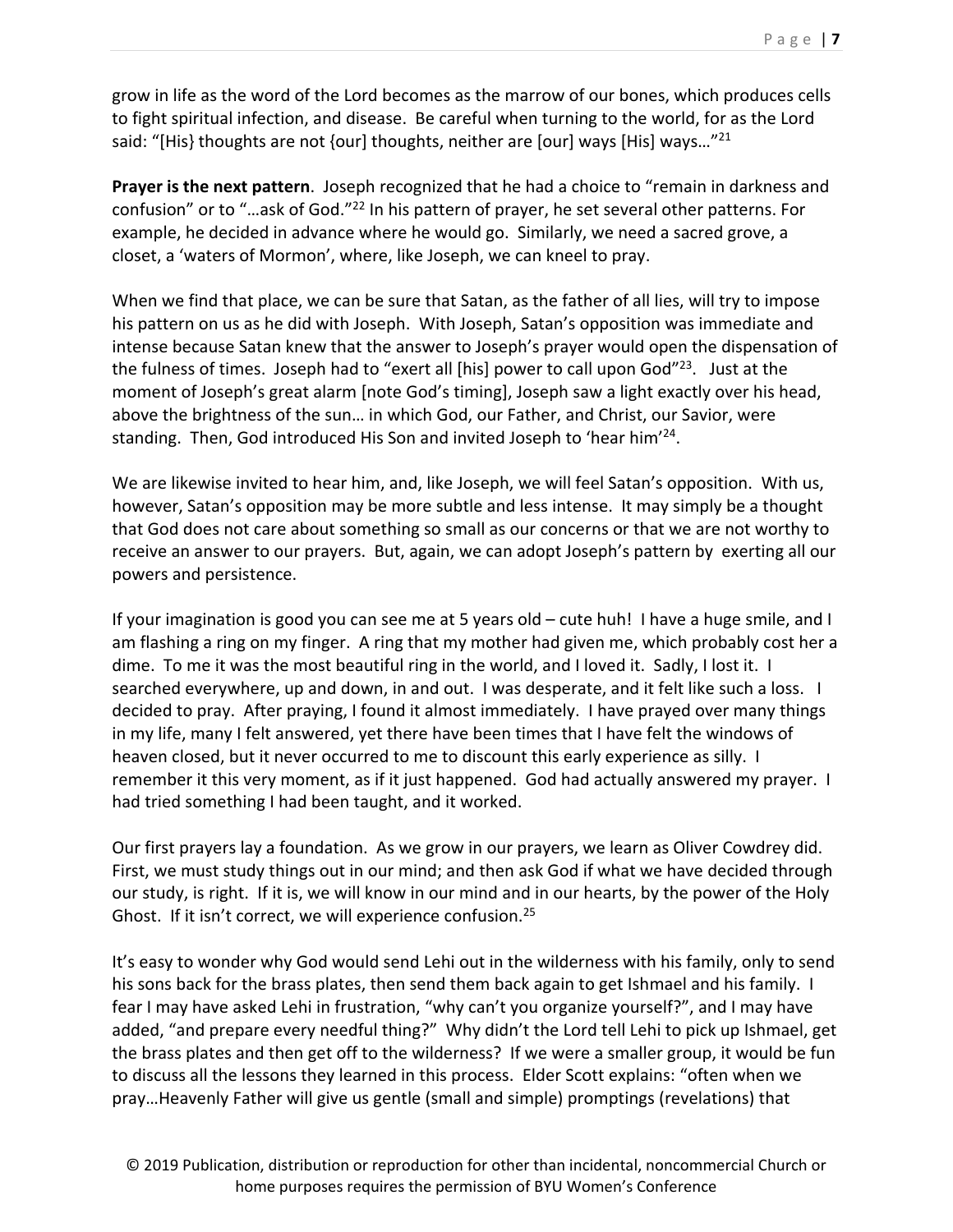grow in life as the word of the Lord becomes as the marrow of our bones, which produces cells to fight spiritual infection, and disease. Be careful when turning to the world, for as the Lord said: "[His} thoughts are not {our] thoughts, neither are [our] ways [His] ways…"[21]

**Prayer is the next pattern**. Joseph recognized that he had a choice to "remain in darkness and confusion" or to "…ask of God."[22] In his pattern of prayer, he set several other patterns. For example, he decided in advance where he would go. Similarly, we need a sacred grove, a closet, a 'waters of Mormon', where, like Joseph, we can kneel to pray.

When we find that place, we can be sure that Satan, as the father of all lies, will try to impose his pattern on us as he did with Joseph. With Joseph, Satan's opposition was immediate and intense because Satan knew that the answer to Joseph's prayer would open the dispensation of the fulness of times. Joseph had to "exert all [his] power to call upon God"[23]. Just at the moment of Joseph's great alarm [note God's timing], Joseph saw a light exactly over his head, above the brightness of the sun… in which God, our Father, and Christ, our Savior, were standing. Then, God introduced His Son and invited Joseph to 'hear him'[24].

We are likewise invited to hear him, and, like Joseph, we will feel Satan's opposition. With us, however, Satan's opposition may be more subtle and less intense. It may simply be a thought that God does not care about something so small as our concerns or that we are not worthy to receive an answer to our prayers. But, again, we can adopt Joseph's pattern by exerting all our powers and persistence.

If your imagination is good you can see me at 5 years old – cute huh! I have a huge smile, and I am flashing a ring on my finger. A ring that my mother had given me, which probably cost her a dime. To me it was the most beautiful ring in the world, and I loved it. Sadly, I lost it. I searched everywhere, up and down, in and out. I was desperate, and it felt like such a loss. I decided to pray. After praying, I found it almost immediately. I have prayed over many things in my life, many I felt answered, yet there have been times that I have felt the windows of heaven closed, but it never occurred to me to discount this early experience as silly. I remember it this very moment, as if it just happened. God had actually answered my prayer. I had tried something I had been taught, and it worked.

Our first prayers lay a foundation. As we grow in our prayers, we learn as Oliver Cowdrey did. First, we must study things out in our mind; and then ask God if what we have decided through our study, is right. If it is, we will know in our mind and in our hearts, by the power of the Holy Ghost. If it isn't correct, we will experience confusion.[25]

It's easy to wonder why God would send Lehi out in the wilderness with his family, only to send his sons back for the brass plates, then send them back again to get Ishmael and his family. I fear I may have asked Lehi in frustration, "why can't you organize yourself?", and I may have added, "and prepare every needful thing?" Why didn't the Lord tell Lehi to pick up Ishmael, get the brass plates and then get off to the wilderness? If we were a smaller group, it would be fun to discuss all the lessons they learned in this process. Elder Scott explains: "often when we pray…Heavenly Father will give us gentle (small and simple) promptings (revelations) that

© 2019 Publication, distribution or reproduction for other than incidental, noncommercial Church or home purposes requires the permission of BYU Women's Conference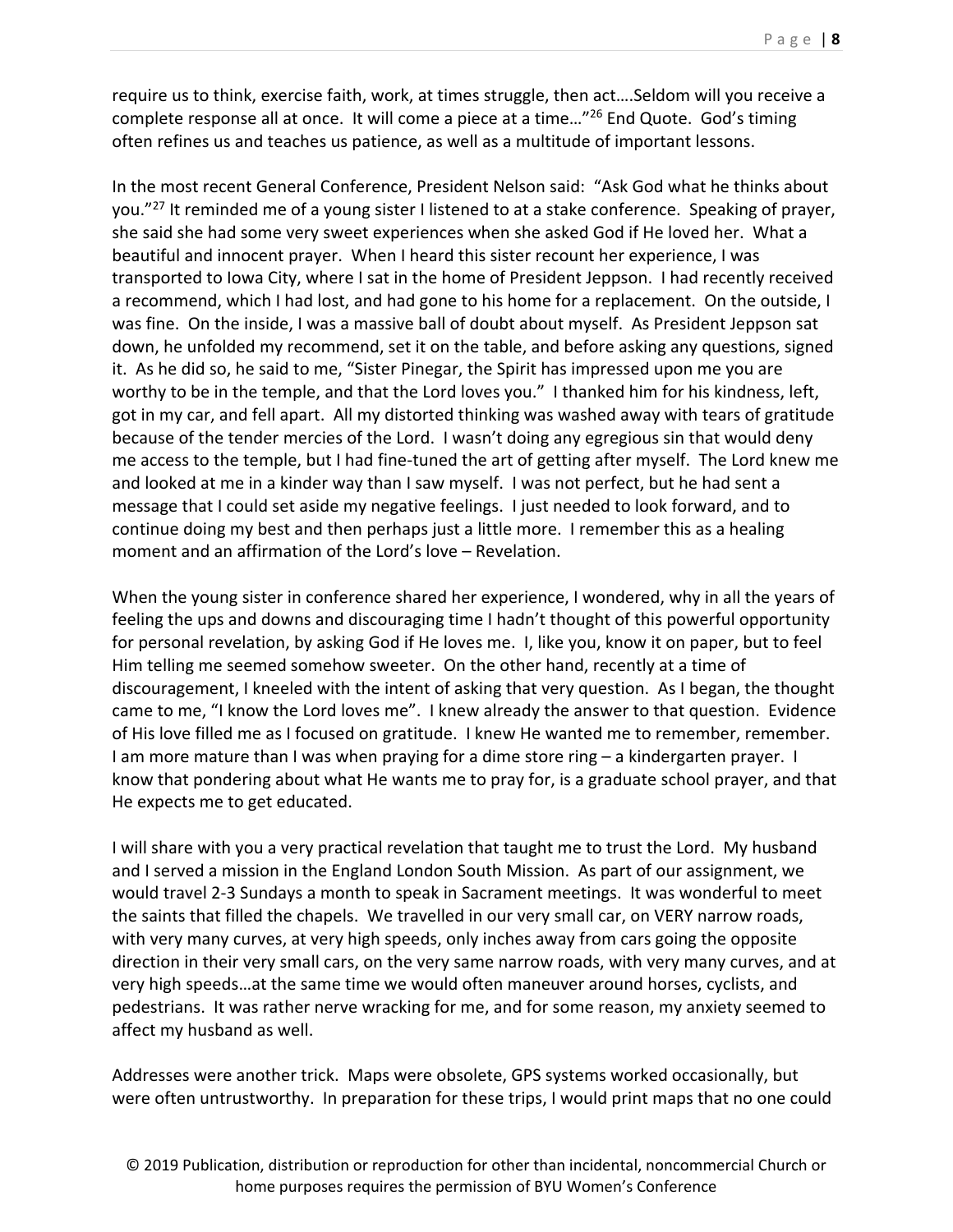require us to think, exercise faith, work, at times struggle, then act….Seldom will you receive a complete response all at once. It will come a piece at a time…"[26] End Quote. God's timing often refines us and teaches us patience, as well as a multitude of important lessons.

In the most recent General Conference, President Nelson said: "Ask God what he thinks about you."[27] It reminded me of a young sister I listened to at a stake conference. Speaking of prayer, she said she had some very sweet experiences when she asked God if He loved her. What a beautiful and innocent prayer. When I heard this sister recount her experience, I was transported to Iowa City, where I sat in the home of President Jeppson. I had recently received a recommend, which I had lost, and had gone to his home for a replacement. On the outside, I was fine. On the inside, I was a massive ball of doubt about myself. As President Jeppson sat down, he unfolded my recommend, set it on the table, and before asking any questions, signed it. As he did so, he said to me, "Sister Pinegar, the Spirit has impressed upon me you are worthy to be in the temple, and that the Lord loves you." I thanked him for his kindness, left, got in my car, and fell apart. All my distorted thinking was washed away with tears of gratitude because of the tender mercies of the Lord. I wasn't doing any egregious sin that would deny me access to the temple, but I had fine-tuned the art of getting after myself. The Lord knew me and looked at me in a kinder way than I saw myself. I was not perfect, but he had sent a message that I could set aside my negative feelings. I just needed to look forward, and to continue doing my best and then perhaps just a little more. I remember this as a healing moment and an affirmation of the Lord's love – Revelation.

When the young sister in conference shared her experience, I wondered, why in all the years of feeling the ups and downs and discouraging time I hadn't thought of this powerful opportunity for personal revelation, by asking God if He loves me. I, like you, know it on paper, but to feel Him telling me seemed somehow sweeter. On the other hand, recently at a time of discouragement, I kneeled with the intent of asking that very question. As I began, the thought came to me, "I know the Lord loves me". I knew already the answer to that question. Evidence of His love filled me as I focused on gratitude. I knew He wanted me to remember, remember. I am more mature than I was when praying for a dime store ring – a kindergarten prayer. I know that pondering about what He wants me to pray for, is a graduate school prayer, and that He expects me to get educated.

I will share with you a very practical revelation that taught me to trust the Lord. My husband and I served a mission in the England London South Mission. As part of our assignment, we would travel 2-3 Sundays a month to speak in Sacrament meetings. It was wonderful to meet the saints that filled the chapels. We travelled in our very small car, on VERY narrow roads, with very many curves, at very high speeds, only inches away from cars going the opposite direction in their very small cars, on the very same narrow roads, with very many curves, and at very high speeds…at the same time we would often maneuver around horses, cyclists, and pedestrians. It was rather nerve wracking for me, and for some reason, my anxiety seemed to affect my husband as well.

Addresses were another trick. Maps were obsolete, GPS systems worked occasionally, but were often untrustworthy. In preparation for these trips, I would print maps that no one could

© 2019 Publication, distribution or reproduction for other than incidental, noncommercial Church or home purposes requires the permission of BYU Women's Conference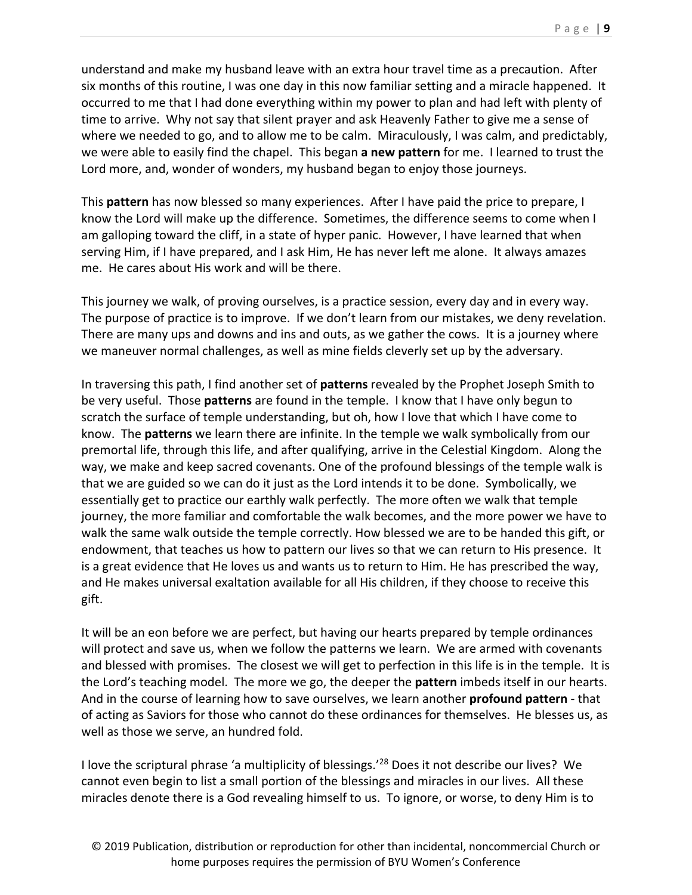understand and make my husband leave with an extra hour travel time as a precaution. After six months of this routine, I was one day in this now familiar setting and a miracle happened. It occurred to me that I had done everything within my power to plan and had left with plenty of time to arrive. Why not say that silent prayer and ask Heavenly Father to give me a sense of where we needed to go, and to allow me to be calm. Miraculously, I was calm, and predictably, we were able to easily find the chapel. This began **a new pattern** for me. I learned to trust the Lord more, and, wonder of wonders, my husband began to enjoy those journeys.

This **pattern** has now blessed so many experiences. After I have paid the price to prepare, I know the Lord will make up the difference. Sometimes, the difference seems to come when I am galloping toward the cliff, in a state of hyper panic. However, I have learned that when serving Him, if I have prepared, and I ask Him, He has never left me alone. It always amazes me. He cares about His work and will be there.

This journey we walk, of proving ourselves, is a practice session, every day and in every way. The purpose of practice is to improve. If we don't learn from our mistakes, we deny revelation. There are many ups and downs and ins and outs, as we gather the cows. It is a journey where we maneuver normal challenges, as well as mine fields cleverly set up by the adversary.

In traversing this path, I find another set of **patterns** revealed by the Prophet Joseph Smith to be very useful. Those **patterns** are found in the temple. I know that I have only begun to scratch the surface of temple understanding, but oh, how I love that which I have come to know. The **patterns** we learn there are infinite. In the temple we walk symbolically from our premortal life, through this life, and after qualifying, arrive in the Celestial Kingdom. Along the way, we make and keep sacred covenants. One of the profound blessings of the temple walk is that we are guided so we can do it just as the Lord intends it to be done. Symbolically, we essentially get to practice our earthly walk perfectly. The more often we walk that temple journey, the more familiar and comfortable the walk becomes, and the more power we have to walk the same walk outside the temple correctly. How blessed we are to be handed this gift, or endowment, that teaches us how to pattern our lives so that we can return to His presence. It is a great evidence that He loves us and wants us to return to Him. He has prescribed the way, and He makes universal exaltation available for all His children, if they choose to receive this gift.

It will be an eon before we are perfect, but having our hearts prepared by temple ordinances will protect and save us, when we follow the patterns we learn. We are armed with covenants and blessed with promises. The closest we will get to perfection in this life is in the temple. It is the Lord's teaching model. The more we go, the deeper the **pattern** imbeds itself in our hearts. And in the course of learning how to save ourselves, we learn another **profound pattern** - that of acting as Saviors for those who cannot do these ordinances for themselves. He blesses us, as well as those we serve, an hundred fold.

I love the scriptural phrase 'a multiplicity of blessings.'[28] Does it not describe our lives? We cannot even begin to list a small portion of the blessings and miracles in our lives. All these miracles denote there is a God revealing himself to us. To ignore, or worse, to deny Him is to

© 2019 Publication, distribution or reproduction for other than incidental, noncommercial Church or home purposes requires the permission of BYU Women's Conference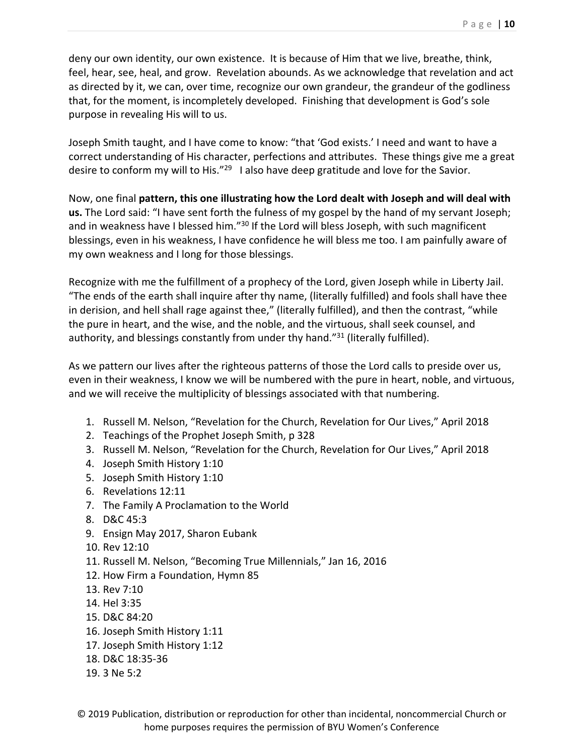deny our own identity, our own existence. It is because of Him that we live, breathe, think, feel, hear, see, heal, and grow. Revelation abounds. As we acknowledge that revelation and act as directed by it, we can, over time, recognize our own grandeur, the grandeur of the godliness that, for the moment, is incompletely developed. Finishing that development is God's sole purpose in revealing His will to us.

Joseph Smith taught, and I have come to know: "that 'God exists.' I need and want to have a correct understanding of His character, perfections and attributes. These things give me a great desire to conform my will to His."[29] I also have deep gratitude and love for the Savior.

Now, one final **pattern, this one illustrating how the Lord dealt with Joseph and will deal with us.** The Lord said: "I have sent forth the fulness of my gospel by the hand of my servant Joseph; and in weakness have I blessed him."[30] If the Lord will bless Joseph, with such magnificent blessings, even in his weakness, I have confidence he will bless me too. I am painfully aware of my own weakness and I long for those blessings.

Recognize with me the fulfillment of a prophecy of the Lord, given Joseph while in Liberty Jail. "The ends of the earth shall inquire after thy name, (literally fulfilled) and fools shall have thee in derision, and hell shall rage against thee," (literally fulfilled), and then the contrast, "while the pure in heart, and the wise, and the noble, and the virtuous, shall seek counsel, and authority, and blessings constantly from under thy hand."[31] (literally fulfilled).

As we pattern our lives after the righteous patterns of those the Lord calls to preside over us, even in their weakness, I know we will be numbered with the pure in heart, noble, and virtuous, and we will receive the multiplicity of blessings associated with that numbering.

1. Russell M. Nelson, "Revelation for the Church, Revelation for Our Lives," April 2018
2. Teachings of the Prophet Joseph Smith, p 328
3. Russell M. Nelson, "Revelation for the Church, Revelation for Our Lives," April 2018
4. Joseph Smith History 1:10
5. Joseph Smith History 1:10
6. Revelations 12:11
7. The Family A Proclamation to the World
8. D&C 45:3
9. Ensign May 2017, Sharon Eubank
10. Rev 12:10
11. Russell M. Nelson, "Becoming True Millennials," Jan 16, 2016
12. How Firm a Foundation, Hymn 85
13. Rev 7:10
14. Hel 3:35
15. D&C 84:20
16. Joseph Smith History 1:11
17. Joseph Smith History 1:12
18. D&C 18:35-36
19. 3 Ne 5:2

© 2019 Publication, distribution or reproduction for other than incidental, noncommercial Church or home purposes requires the permission of BYU Women's Conference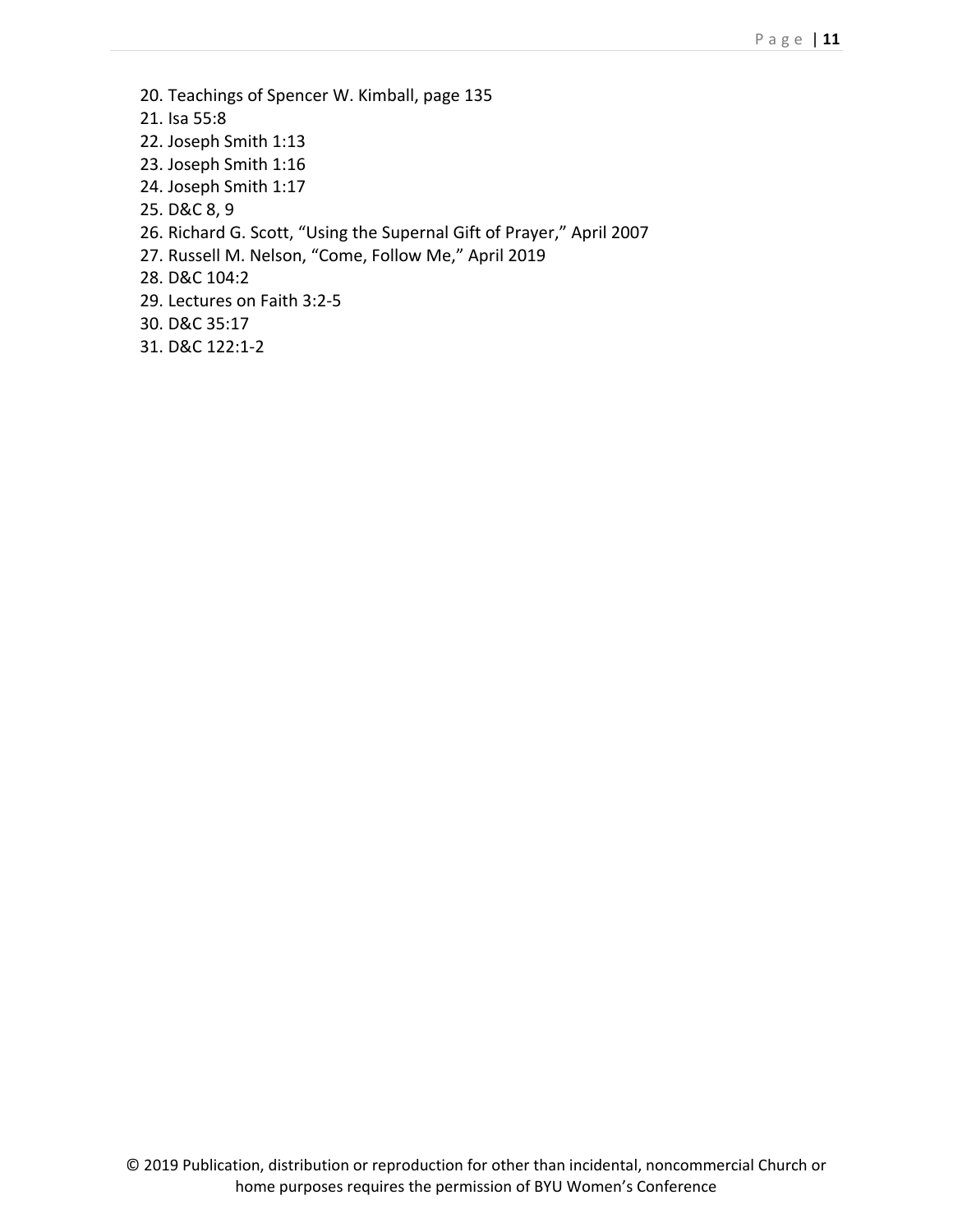20. Teachings of Spencer W. Kimball, page 135
21. Isa 55:8
22. Joseph Smith 1:13
23. Joseph Smith 1:16
24. Joseph Smith 1:17
25. D&C 8, 9
26. Richard G. Scott, "Using the Supernal Gift of Prayer," April 2007
27. Russell M. Nelson, "Come, Follow Me," April 2019
28. D&C 104:2
29. Lectures on Faith 3:2-5
30. D&C 35:17
31. D&C 122:1-2